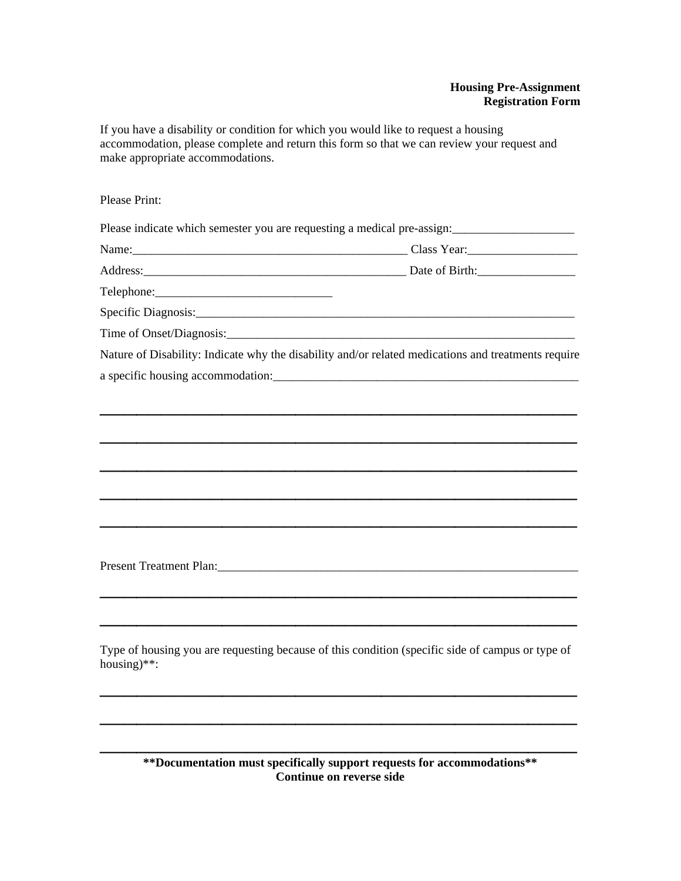**Housing Pre-Assignment**
**Registration Form**

If you have a disability or condition for which you would like to request a housing accommodation, please complete and return this form so that we can review your request and make appropriate accommodations.

Please Print:

Please indicate which semester you are requesting a medical pre-assign:____________________

Name:_______________________________________________ Class Year:__________________

Address:_____________________________________________ Date of Birth:________________

Telephone:_____________________________

Specific Diagnosis:_________________________________________________________________

Time of Onset/Diagnosis:____________________________________________________________

Nature of Disability: Indicate why the disability and/or related medications and treatments require a specific housing accommodation:____________________________________________________

_____________________________________________________________________________

_____________________________________________________________________________

_____________________________________________________________________________

_____________________________________________________________________________

_____________________________________________________________________________

Present Treatment Plan:_______________________________________________________________

_____________________________________________________________________________

_____________________________________________________________________________

Type of housing you are requesting because of this condition (specific side of campus or type of housing)**:

_____________________________________________________________________________

_____________________________________________________________________________

_____________________________________________________________________________

**Documentation must specifically support requests for accommodations**

**Continue on reverse side**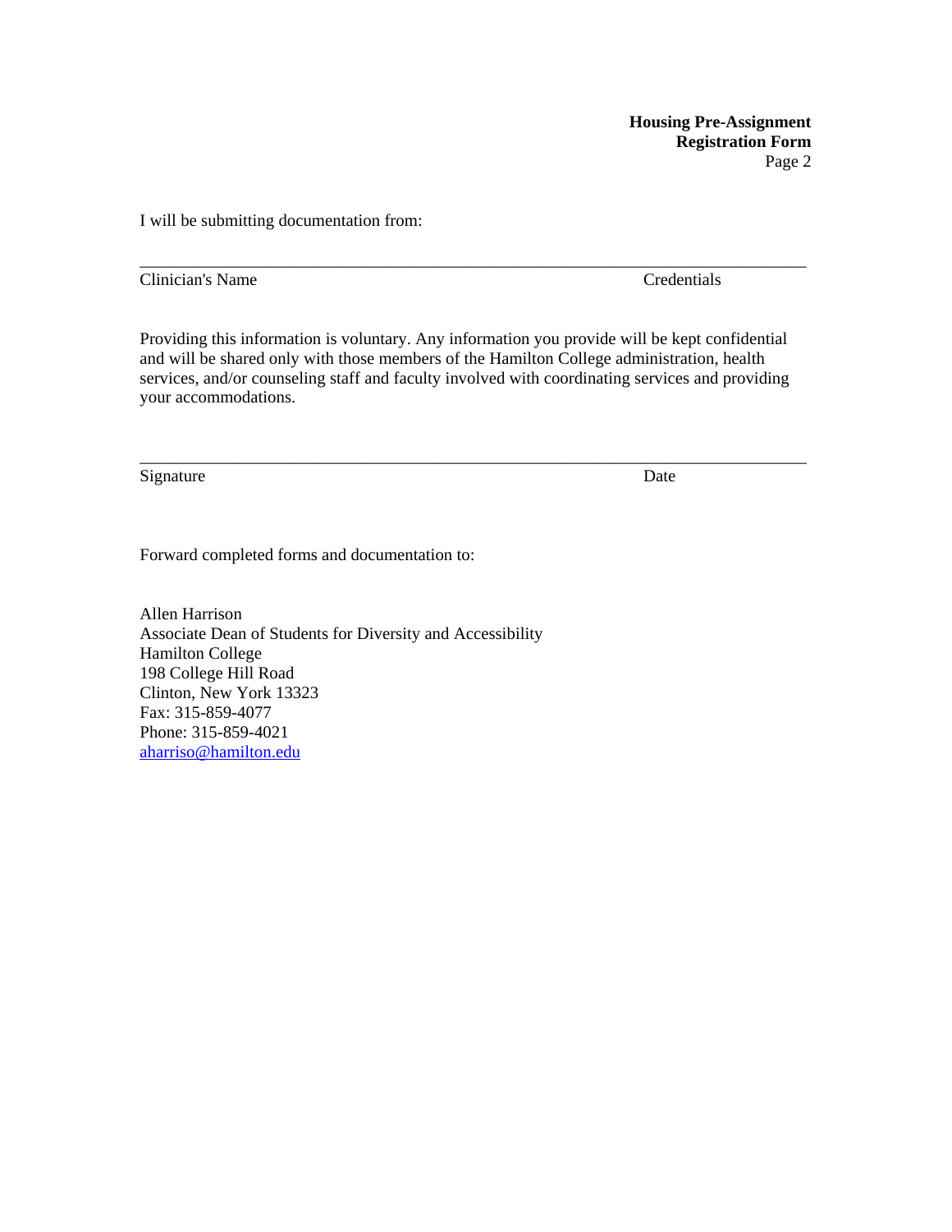I will be submitting documentation from:

_______________________________________________________________________________

Clinician's Name                                                                                    Credentials

Providing this information is voluntary. Any information you provide will be kept confidential and will be shared only with those members of the Hamilton College administration, health services, and/or counseling staff and faculty involved with coordinating services and providing your accommodations.

_______________________________________________________________________________

Signature                                                                                              Date

Forward completed forms and documentation to:

Allen Harrison
Associate Dean of Students for Diversity and Accessibility
Hamilton College
198 College Hill Road
Clinton, New York 13323
Fax: 315-859-4077
Phone: 315-859-4021
aharriso@hamilton.edu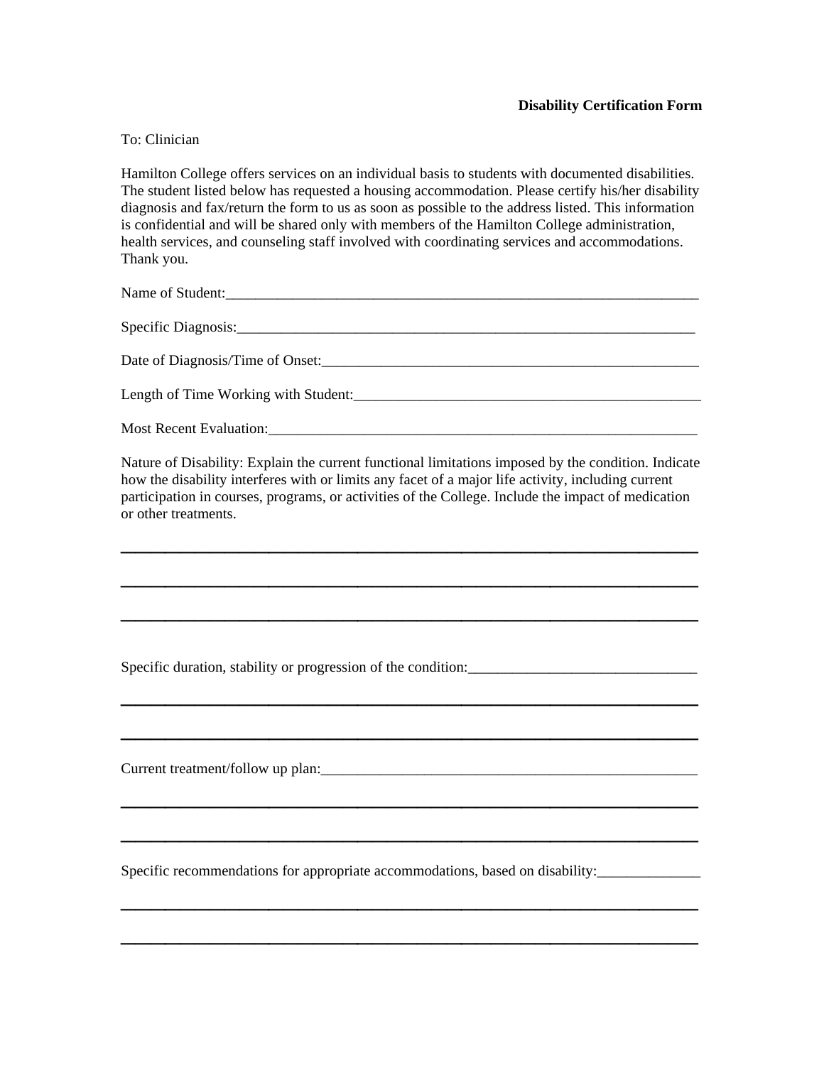**Disability Certification Form**

To: Clinician

Hamilton College offers services on an individual basis to students with documented disabilities. The student listed below has requested a housing accommodation. Please certify his/her disability diagnosis and fax/return the form to us as soon as possible to the address listed. This information is confidential and will be shared only with members of the Hamilton College administration, health services, and counseling staff involved with coordinating services and accommodations. Thank you.

Name of Student:____________________________________________________________________

Specific Diagnosis:__________________________________________________________________

Date of Diagnosis/Time of Onset:_____________________________________________________

Length of Time Working with Student:_________________________________________________

Most Recent Evaluation:_____________________________________________________________

Nature of Disability: Explain the current functional limitations imposed by the condition. Indicate how the disability interferes with or limits any facet of a major life activity, including current participation in courses, programs, or activities of the College. Include the impact of medication or other treatments.

______________________________________________________________________________

______________________________________________________________________________

______________________________________________________________________________

Specific duration, stability or progression of the condition:________________________________

______________________________________________________________________________

______________________________________________________________________________

Current treatment/follow up plan:_____________________________________________________

______________________________________________________________________________

______________________________________________________________________________

Specific recommendations for appropriate accommodations, based on disability:______________

______________________________________________________________________________

______________________________________________________________________________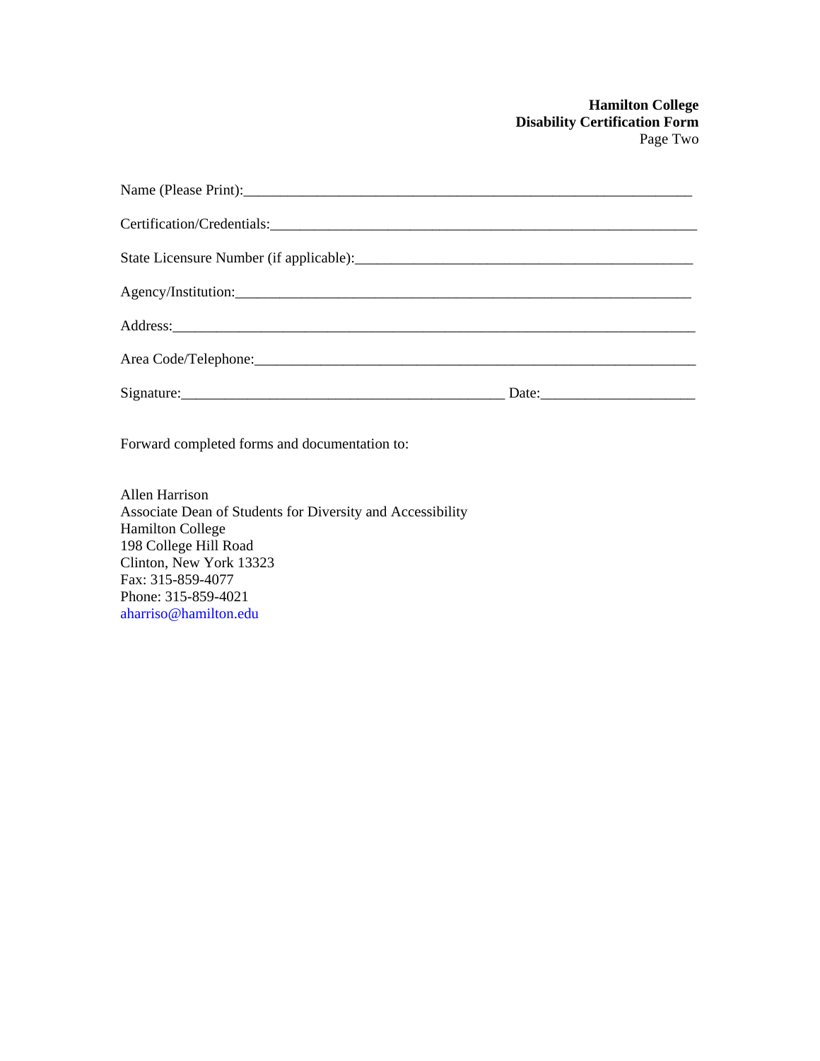**Hamilton College**
**Disability Certification Form**
Page Two

Name (Please Print):_______________________________________________________________

Certification/Credentials:___________________________________________________________

State Licensure Number (if applicable):_____________________________________________

Agency/Institution:_________________________________________________________________

Address:___________________________________________________________________________

Area Code/Telephone:_______________________________________________________________

Signature:____________________________________________ Date:____________________

Forward completed forms and documentation to:

Allen Harrison
Associate Dean of Students for Diversity and Accessibility
Hamilton College
198 College Hill Road
Clinton, New York 13323
Fax: 315-859-4077
Phone: 315-859-4021
aharriso@hamilton.edu